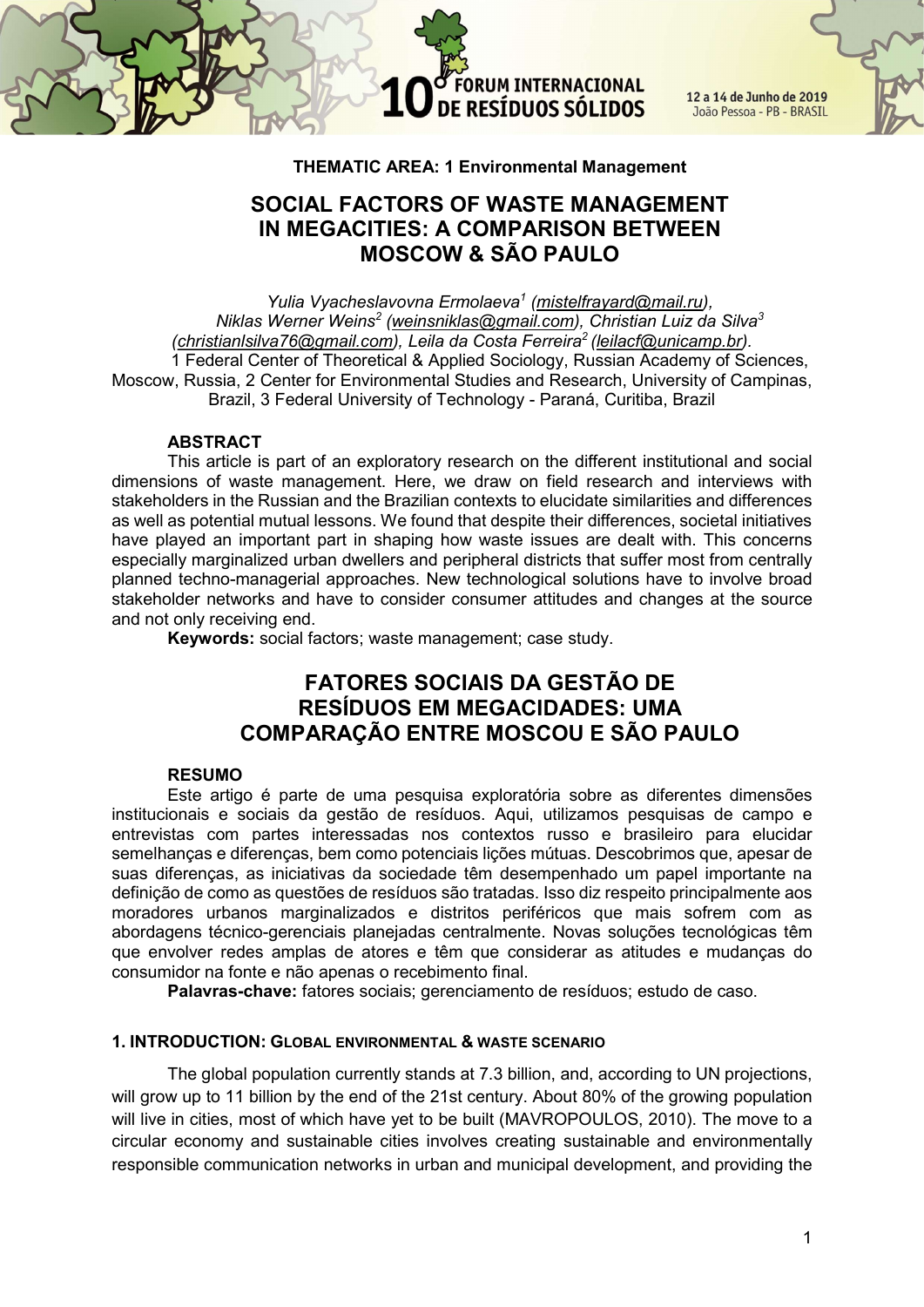**THEMATIC AREA: 1 Environmental Management**

# SOCIAL FACTORS OF WASTE MANAGEMENT IN MEGACITIES: A COMPARISON BETWEEN MOSCOW & SÃO PAULO

*Yulia Vyacheslavovna Ermolaeva[1] (mistelfrayard@mail.ru), Niklas Werner Weins[2] (weinsniklas@gmail.com), Christian Luiz da Silva[3] (christianlsilva76@gmail.com), Leila da Costa Ferreira[2] (leilacf@unicamp.br).*

1 Federal Center of Theoretical & Applied Sociology, Russian Academy of Sciences, Moscow, Russia, 2 Center for Environmental Studies and Research, University of Campinas, Brazil, 3 Federal University of Technology - Paraná, Curitiba, Brazil

## ABSTRACT

This article is part of an exploratory research on the different institutional and social dimensions of waste management. Here, we draw on field research and interviews with stakeholders in the Russian and the Brazilian contexts to elucidate similarities and differences as well as potential mutual lessons. We found that despite their differences, societal initiatives have played an important part in shaping how waste issues are dealt with. This concerns especially marginalized urban dwellers and peripheral districts that suffer most from centrally planned techno-managerial approaches. New technological solutions have to involve broad stakeholder networks and have to consider consumer attitudes and changes at the source and not only receiving end.

**Keywords:** social factors; waste management; case study.

# FATORES SOCIAIS DA GESTÃO DE RESÍDUOS EM MEGACIDADES: UMA COMPARAÇÃO ENTRE MOSCOU E SÃO PAULO

## RESUMO

Este artigo é parte de uma pesquisa exploratória sobre as diferentes dimensões institucionais e sociais da gestão de resíduos. Aqui, utilizamos pesquisas de campo e entrevistas com partes interessadas nos contextos russo e brasileiro para elucidar semelhanças e diferenças, bem como potenciais lições mútuas. Descobrimos que, apesar de suas diferenças, as iniciativas da sociedade têm desempenhado um papel importante na definição de como as questões de resíduos são tratadas. Isso diz respeito principalmente aos moradores urbanos marginalizados e distritos periféricos que mais sofrem com as abordagens técnico-gerenciais planejadas centralmente. Novas soluções tecnológicas têm que envolver redes amplas de atores e têm que considerar as atitudes e mudanças do consumidor na fonte e não apenas o recebimento final.

**Palavras-chave:** fatores sociais; gerenciamento de resíduos; estudo de caso.

## 1. INTRODUCTION: GLOBAL ENVIRONMENTAL & WASTE SCENARIO

The global population currently stands at 7.3 billion, and, according to UN projections, will grow up to 11 billion by the end of the 21st century. About 80% of the growing population will live in cities, most of which have yet to be built (MAVROPOULOS, 2010). The move to a circular economy and sustainable cities involves creating sustainable and environmentally responsible communication networks in urban and municipal development, and providing the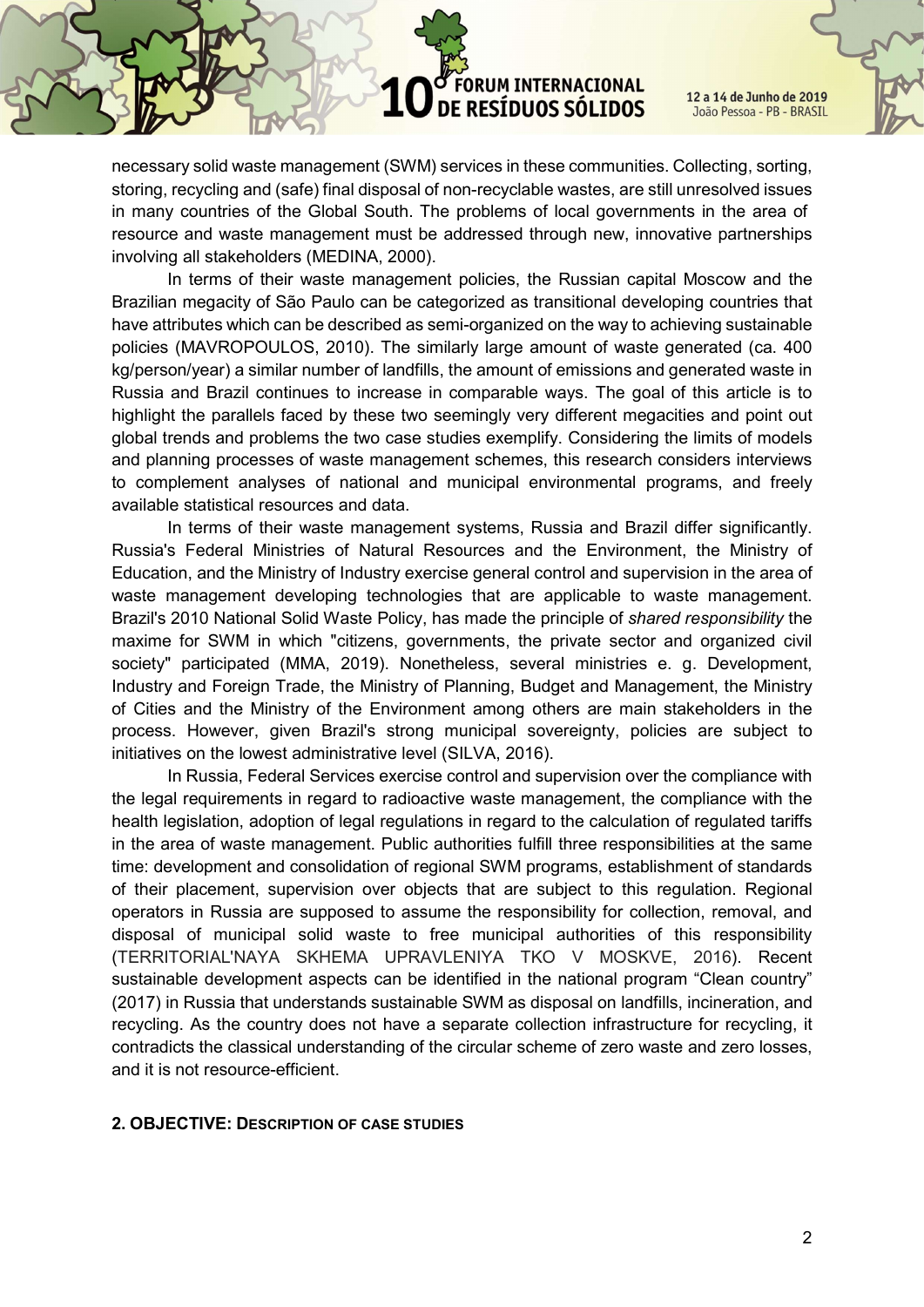necessary solid waste management (SWM) services in these communities. Collecting, sorting, storing, recycling and (safe) final disposal of non-recyclable wastes, are still unresolved issues in many countries of the Global South. The problems of local governments in the area of resource and waste management must be addressed through new, innovative partnerships involving all stakeholders (MEDINA, 2000).

In terms of their waste management policies, the Russian capital Moscow and the Brazilian megacity of São Paulo can be categorized as transitional developing countries that have attributes which can be described as semi-organized on the way to achieving sustainable policies (MAVROPOULOS, 2010). The similarly large amount of waste generated (ca. 400 kg/person/year) a similar number of landfills, the amount of emissions and generated waste in Russia and Brazil continues to increase in comparable ways. The goal of this article is to highlight the parallels faced by these two seemingly very different megacities and point out global trends and problems the two case studies exemplify. Considering the limits of models and planning processes of waste management schemes, this research considers interviews to complement analyses of national and municipal environmental programs, and freely available statistical resources and data.

In terms of their waste management systems, Russia and Brazil differ significantly. Russia's Federal Ministries of Natural Resources and the Environment, the Ministry of Education, and the Ministry of Industry exercise general control and supervision in the area of waste management developing technologies that are applicable to waste management. Brazil's 2010 National Solid Waste Policy, has made the principle of *shared responsibility* the maxime for SWM in which "citizens, governments, the private sector and organized civil society" participated (MMA, 2019). Nonetheless, several ministries e. g. Development, Industry and Foreign Trade, the Ministry of Planning, Budget and Management, the Ministry of Cities and the Ministry of the Environment among others are main stakeholders in the process. However, given Brazil's strong municipal sovereignty, policies are subject to initiatives on the lowest administrative level (SILVA, 2016).

In Russia, Federal Services exercise control and supervision over the compliance with the legal requirements in regard to radioactive waste management, the compliance with the health legislation, adoption of legal regulations in regard to the calculation of regulated tariffs in the area of waste management. Public authorities fulfill three responsibilities at the same time: development and consolidation of regional SWM programs, establishment of standards of their placement, supervision over objects that are subject to this regulation. Regional operators in Russia are supposed to assume the responsibility for collection, removal, and disposal of municipal solid waste to free municipal authorities of this responsibility (TERRITORIAL'NAYA SKHEMA UPRAVLENIYA TKO V MOSKVE, 2016). Recent sustainable development aspects can be identified in the national program "Clean country" (2017) in Russia that understands sustainable SWM as disposal on landfills, incineration, and recycling. As the country does not have a separate collection infrastructure for recycling, it contradicts the classical understanding of the circular scheme of zero waste and zero losses, and it is not resource-efficient.

## 2. OBJECTIVE: DESCRIPTION OF CASE STUDIES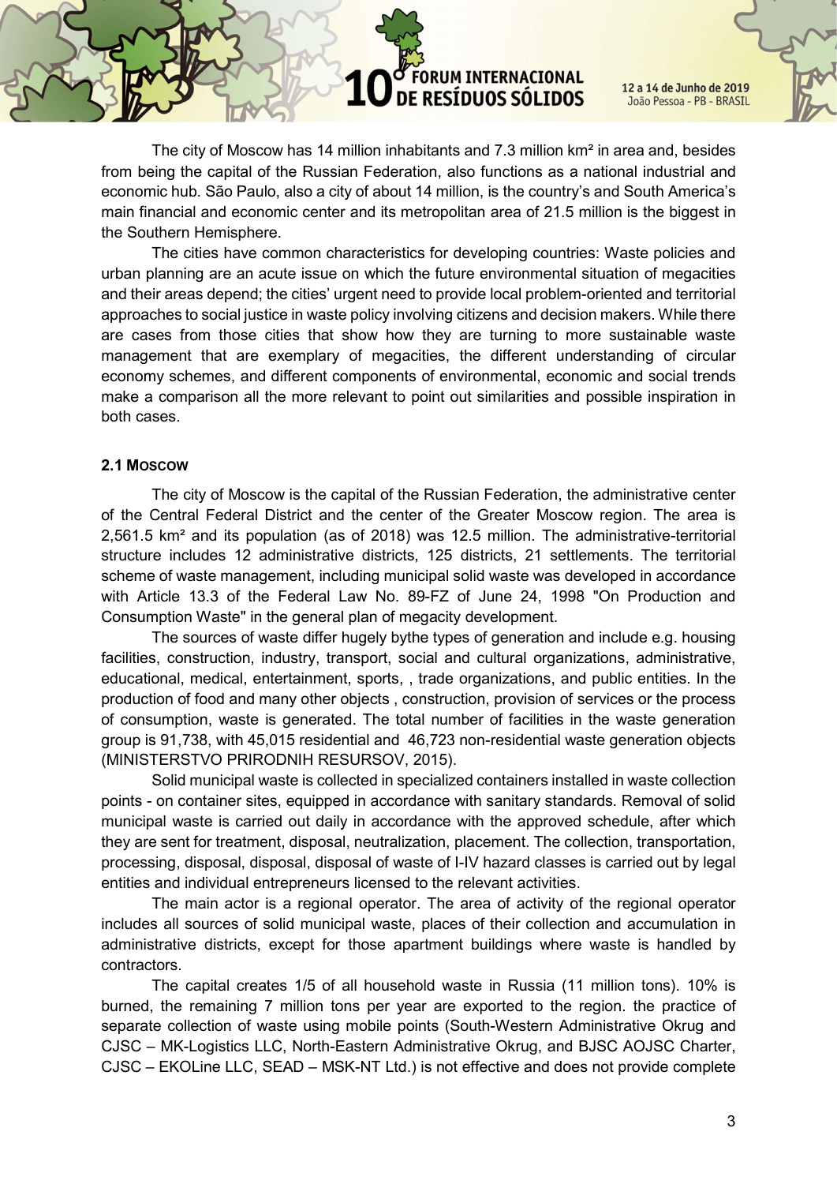The city of Moscow has 14 million inhabitants and 7.3 million km² in area and, besides from being the capital of the Russian Federation, also functions as a national industrial and economic hub. São Paulo, also a city of about 14 million, is the country's and South America's main financial and economic center and its metropolitan area of 21.5 million is the biggest in the Southern Hemisphere.

The cities have common characteristics for developing countries: Waste policies and urban planning are an acute issue on which the future environmental situation of megacities and their areas depend; the cities' urgent need to provide local problem-oriented and territorial approaches to social justice in waste policy involving citizens and decision makers. While there are cases from those cities that show how they are turning to more sustainable waste management that are exemplary of megacities, the different understanding of circular economy schemes, and different components of environmental, economic and social trends make a comparison all the more relevant to point out similarities and possible inspiration in both cases.

### 2.1 MOSCOW

The city of Moscow is the capital of the Russian Federation, the administrative center of the Central Federal District and the center of the Greater Moscow region. The area is 2,561.5 km² and its population (as of 2018) was 12.5 million. The administrative-territorial structure includes 12 administrative districts, 125 districts, 21 settlements. The territorial scheme of waste management, including municipal solid waste was developed in accordance with Article 13.3 of the Federal Law No. 89-FZ of June 24, 1998 "On Production and Consumption Waste" in the general plan of megacity development.

The sources of waste differ hugely bythe types of generation and include e.g. housing facilities, construction, industry, transport, social and cultural organizations, administrative, educational, medical, entertainment, sports, , trade organizations, and public entities. In the production of food and many other objects , construction, provision of services or the process of consumption, waste is generated. The total number of facilities in the waste generation group is 91,738, with 45,015 residential and 46,723 non-residential waste generation objects (MINISTERSTVO PRIRODNIH RESURSOV, 2015).

Solid municipal waste is collected in specialized containers installed in waste collection points - on container sites, equipped in accordance with sanitary standards. Removal of solid municipal waste is carried out daily in accordance with the approved schedule, after which they are sent for treatment, disposal, neutralization, placement. The collection, transportation, processing, disposal, disposal, disposal of waste of I-IV hazard classes is carried out by legal entities and individual entrepreneurs licensed to the relevant activities.

The main actor is a regional operator. The area of activity of the regional operator includes all sources of solid municipal waste, places of their collection and accumulation in administrative districts, except for those apartment buildings where waste is handled by contractors.

The capital creates 1/5 of all household waste in Russia (11 million tons). 10% is burned, the remaining 7 million tons per year are exported to the region. the practice of separate collection of waste using mobile points (South-Western Administrative Okrug and CJSC – MK-Logistics LLC, North-Eastern Administrative Okrug, and BJSC AOJSC Charter, CJSC – EKOLine LLC, SEAD – MSK-NT Ltd.) is not effective and does not provide complete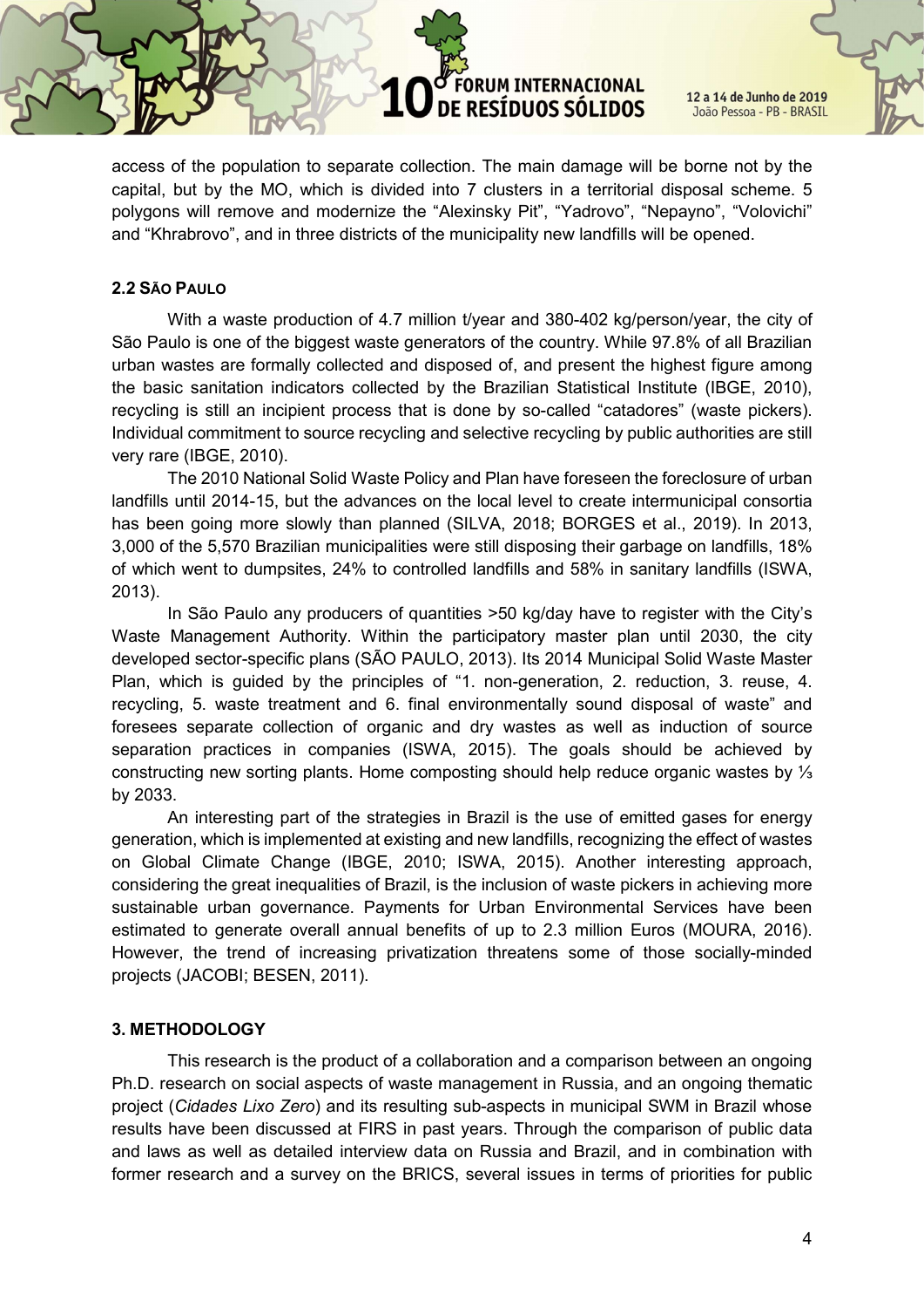access of the population to separate collection. The main damage will be borne not by the capital, but by the MO, which is divided into 7 clusters in a territorial disposal scheme. 5 polygons will remove and modernize the "Alexinsky Pit", "Yadrovo", "Nepayno", "Volovichi" and "Khrabrovo", and in three districts of the municipality new landfills will be opened.

### 2.2 São Paulo

With a waste production of 4.7 million t/year and 380-402 kg/person/year, the city of São Paulo is one of the biggest waste generators of the country. While 97.8% of all Brazilian urban wastes are formally collected and disposed of, and present the highest figure among the basic sanitation indicators collected by the Brazilian Statistical Institute (IBGE, 2010), recycling is still an incipient process that is done by so-called "catadores" (waste pickers). Individual commitment to source recycling and selective recycling by public authorities are still very rare (IBGE, 2010).

The 2010 National Solid Waste Policy and Plan have foreseen the foreclosure of urban landfills until 2014-15, but the advances on the local level to create intermunicipal consortia has been going more slowly than planned (SILVA, 2018; BORGES et al., 2019). In 2013, 3,000 of the 5,570 Brazilian municipalities were still disposing their garbage on landfills, 18% of which went to dumpsites, 24% to controlled landfills and 58% in sanitary landfills (ISWA, 2013).

In São Paulo any producers of quantities >50 kg/day have to register with the City's Waste Management Authority. Within the participatory master plan until 2030, the city developed sector-specific plans (SÃO PAULO, 2013). Its 2014 Municipal Solid Waste Master Plan, which is guided by the principles of "1. non-generation, 2. reduction, 3. reuse, 4. recycling, 5. waste treatment and 6. final environmentally sound disposal of waste" and foresees separate collection of organic and dry wastes as well as induction of source separation practices in companies (ISWA, 2015). The goals should be achieved by constructing new sorting plants. Home composting should help reduce organic wastes by ⅓ by 2033.

An interesting part of the strategies in Brazil is the use of emitted gases for energy generation, which is implemented at existing and new landfills, recognizing the effect of wastes on Global Climate Change (IBGE, 2010; ISWA, 2015). Another interesting approach, considering the great inequalities of Brazil, is the inclusion of waste pickers in achieving more sustainable urban governance. Payments for Urban Environmental Services have been estimated to generate overall annual benefits of up to 2.3 million Euros (MOURA, 2016). However, the trend of increasing privatization threatens some of those socially-minded projects (JACOBI; BESEN, 2011).

## 3. METHODOLOGY

This research is the product of a collaboration and a comparison between an ongoing Ph.D. research on social aspects of waste management in Russia, and an ongoing thematic project (*Cidades Lixo Zero*) and its resulting sub-aspects in municipal SWM in Brazil whose results have been discussed at FIRS in past years. Through the comparison of public data and laws as well as detailed interview data on Russia and Brazil, and in combination with former research and a survey on the BRICS, several issues in terms of priorities for public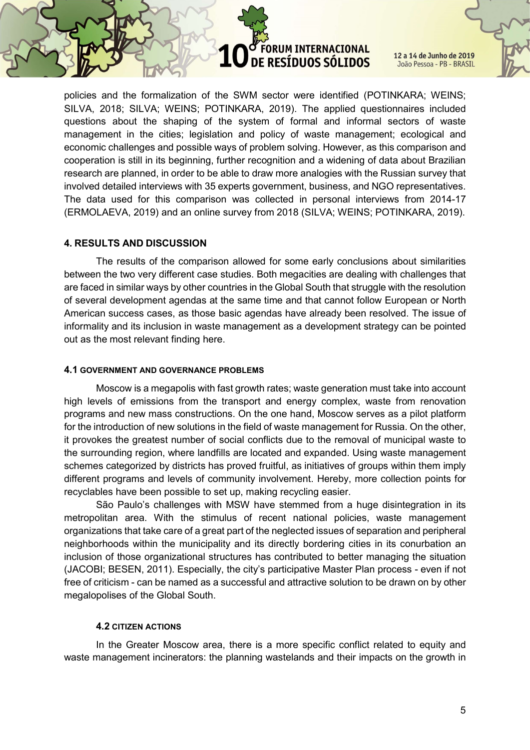policies and the formalization of the SWM sector were identified (POTINKARA; WEINS; SILVA, 2018; SILVA; WEINS; POTINKARA, 2019). The applied questionnaires included questions about the shaping of the system of formal and informal sectors of waste management in the cities; legislation and policy of waste management; ecological and economic challenges and possible ways of problem solving. However, as this comparison and cooperation is still in its beginning, further recognition and a widening of data about Brazilian research are planned, in order to be able to draw more analogies with the Russian survey that involved detailed interviews with 35 experts government, business, and NGO representatives. The data used for this comparison was collected in personal interviews from 2014-17 (ERMOLAEVA, 2019) and an online survey from 2018 (SILVA; WEINS; POTINKARA, 2019).

## 4. RESULTS AND DISCUSSION

The results of the comparison allowed for some early conclusions about similarities between the two very different case studies. Both megacities are dealing with challenges that are faced in similar ways by other countries in the Global South that struggle with the resolution of several development agendas at the same time and that cannot follow European or North American success cases, as those basic agendas have already been resolved. The issue of informality and its inclusion in waste management as a development strategy can be pointed out as the most relevant finding here.

### 4.1 GOVERNMENT AND GOVERNANCE PROBLEMS

Moscow is a megapolis with fast growth rates; waste generation must take into account high levels of emissions from the transport and energy complex, waste from renovation programs and new mass constructions. On the one hand, Moscow serves as a pilot platform for the introduction of new solutions in the field of waste management for Russia. On the other, it provokes the greatest number of social conflicts due to the removal of municipal waste to the surrounding region, where landfills are located and expanded. Using waste management schemes categorized by districts has proved fruitful, as initiatives of groups within them imply different programs and levels of community involvement. Hereby, more collection points for recyclables have been possible to set up, making recycling easier.

São Paulo's challenges with MSW have stemmed from a huge disintegration in its metropolitan area. With the stimulus of recent national policies, waste management organizations that take care of a great part of the neglected issues of separation and peripheral neighborhoods within the municipality and its directly bordering cities in its conurbation an inclusion of those organizational structures has contributed to better managing the situation (JACOBI; BESEN, 2011). Especially, the city's participative Master Plan process - even if not free of criticism - can be named as a successful and attractive solution to be drawn on by other megalopolises of the Global South.

### 4.2 CITIZEN ACTIONS

In the Greater Moscow area, there is a more specific conflict related to equity and waste management incinerators: the planning wastelands and their impacts on the growth in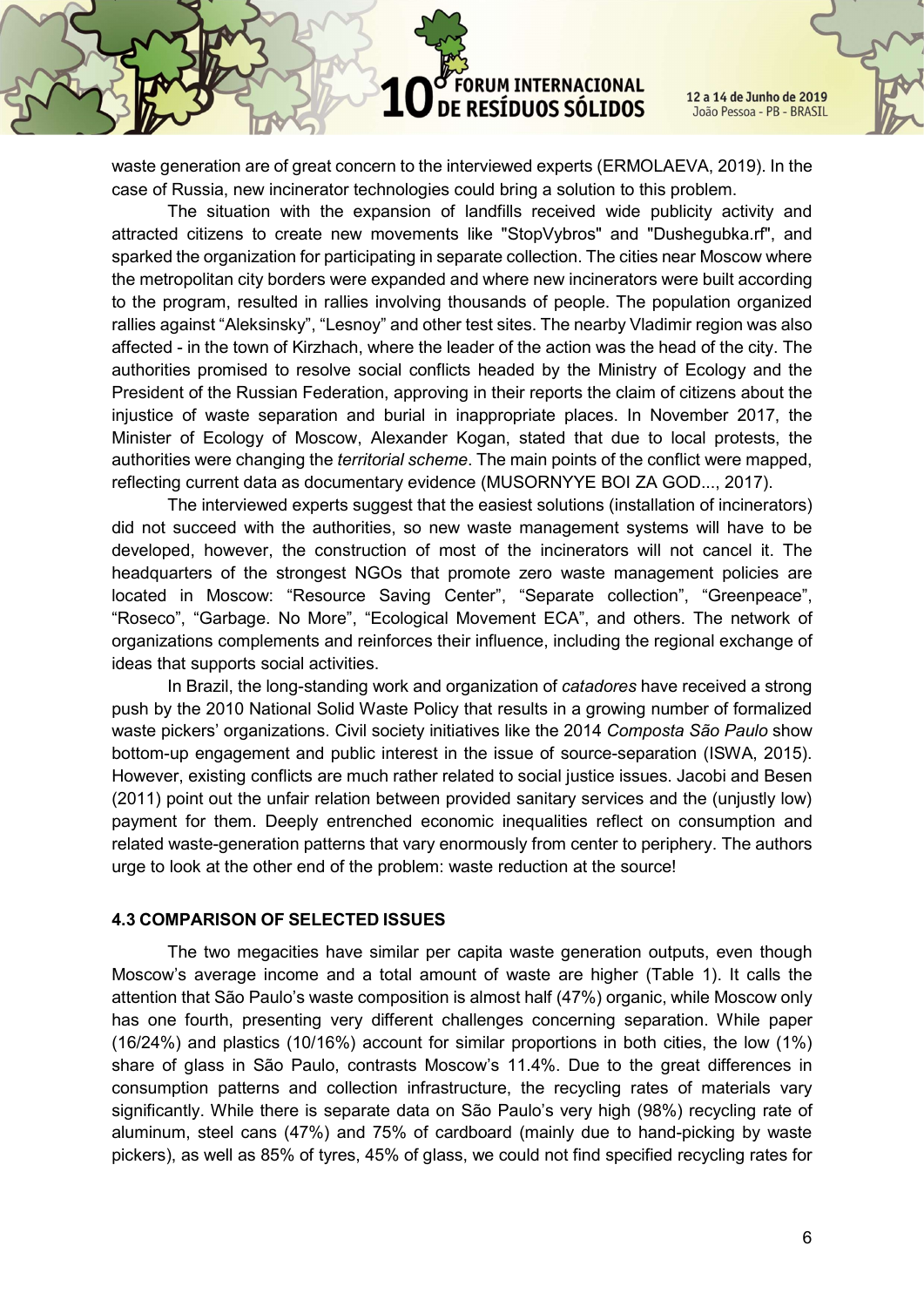waste generation are of great concern to the interviewed experts (ERMOLAEVA, 2019). In the case of Russia, new incinerator technologies could bring a solution to this problem.

The situation with the expansion of landfills received wide publicity activity and attracted citizens to create new movements like "StopVybros" and "Dushegubka.rf", and sparked the organization for participating in separate collection. The cities near Moscow where the metropolitan city borders were expanded and where new incinerators were built according to the program, resulted in rallies involving thousands of people. The population organized rallies against "Aleksinsky", "Lesnoy" and other test sites. The nearby Vladimir region was also affected - in the town of Kirzhach, where the leader of the action was the head of the city. The authorities promised to resolve social conflicts headed by the Ministry of Ecology and the President of the Russian Federation, approving in their reports the claim of citizens about the injustice of waste separation and burial in inappropriate places. In November 2017, the Minister of Ecology of Moscow, Alexander Kogan, stated that due to local protests, the authorities were changing the *territorial scheme*. The main points of the conflict were mapped, reflecting current data as documentary evidence (MUSORNYYE BOI ZA GOD..., 2017).

The interviewed experts suggest that the easiest solutions (installation of incinerators) did not succeed with the authorities, so new waste management systems will have to be developed, however, the construction of most of the incinerators will not cancel it. The headquarters of the strongest NGOs that promote zero waste management policies are located in Moscow: "Resource Saving Center", "Separate collection", "Greenpeace", "Roseco", "Garbage. No More", "Ecological Movement ECA", and others. The network of organizations complements and reinforces their influence, including the regional exchange of ideas that supports social activities.

In Brazil, the long-standing work and organization of *catadores* have received a strong push by the 2010 National Solid Waste Policy that results in a growing number of formalized waste pickers' organizations. Civil society initiatives like the 2014 *Composta São Paulo* show bottom-up engagement and public interest in the issue of source-separation (ISWA, 2015). However, existing conflicts are much rather related to social justice issues. Jacobi and Besen (2011) point out the unfair relation between provided sanitary services and the (unjustly low) payment for them. Deeply entrenched economic inequalities reflect on consumption and related waste-generation patterns that vary enormously from center to periphery. The authors urge to look at the other end of the problem: waste reduction at the source!

### 4.3 COMPARISON OF SELECTED ISSUES

The two megacities have similar per capita waste generation outputs, even though Moscow's average income and a total amount of waste are higher (Table 1). It calls the attention that São Paulo's waste composition is almost half (47%) organic, while Moscow only has one fourth, presenting very different challenges concerning separation. While paper (16/24%) and plastics (10/16%) account for similar proportions in both cities, the low (1%) share of glass in São Paulo, contrasts Moscow's 11.4%. Due to the great differences in consumption patterns and collection infrastructure, the recycling rates of materials vary significantly. While there is separate data on São Paulo's very high (98%) recycling rate of aluminum, steel cans (47%) and 75% of cardboard (mainly due to hand-picking by waste pickers), as well as 85% of tyres, 45% of glass, we could not find specified recycling rates for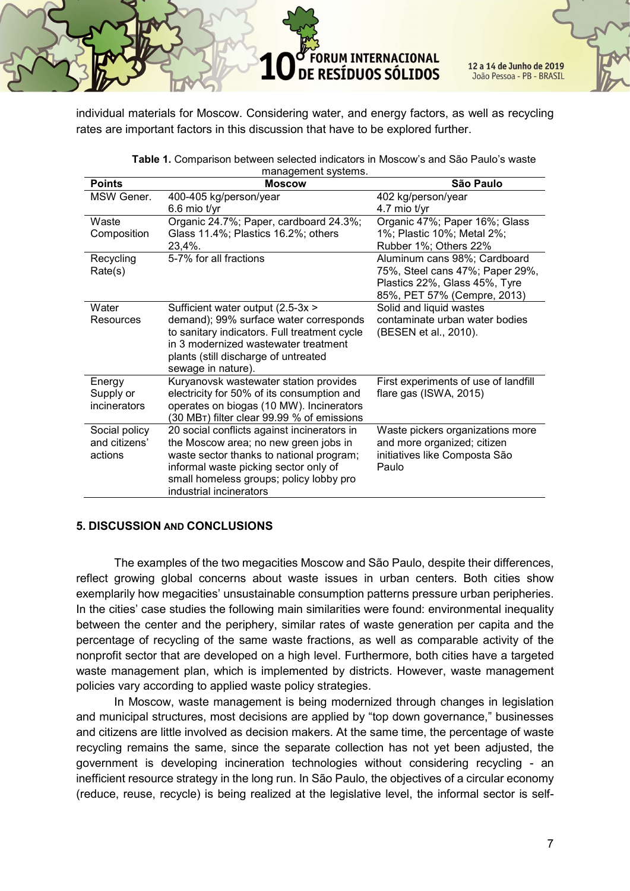individual materials for Moscow. Considering water, and energy factors, as well as recycling rates are important factors in this discussion that have to be explored further.

**Table 1.** Comparison between selected indicators in Moscow's and São Paulo's waste management systems.

| Points | Moscow | São Paulo |
|---|---|---|
| MSW Gener. | 400-405 kg/person/year 6.6 mio t/yr | 402 kg/person/year 4.7 mio t/yr |
| Waste Composition | Organic 24.7%; Paper, cardboard 24.3%; Glass 11.4%; Plastics 16.2%; others 23,4%. | Organic 47%; Paper 16%; Glass 1%; Plastic 10%; Metal 2%; Rubber 1%; Others 22% |
| Recycling Rate(s) | 5-7% for all fractions | Aluminum cans 98%; Cardboard 75%, Steel cans 47%; Paper 29%, Plastics 22%, Glass 45%, Tyre 85%, PET 57% (Cempre, 2013) |
| Water Resources | Sufficient water output (2.5-3x > demand); 99% surface water corresponds to sanitary indicators. Full treatment cycle in 3 modernized wastewater treatment plants (still discharge of untreated sewage in nature). | Solid and liquid wastes contaminate urban water bodies (BESEN et al., 2010). |
| Energy Supply or incinerators | Kuryanovsk wastewater station provides electricity for 50% of its consumption and operates on biogas (10 MW). Incinerators (30 МВт) filter clear 99.99 % of emissions | First experiments of use of landfill flare gas (ISWA, 2015) |
| Social policy and citizens' actions | 20 social conflicts against incinerators in the Moscow area; no new green jobs in waste sector thanks to national program; informal waste picking sector only of small homeless groups; policy lobby pro industrial incinerators | Waste pickers organizations more and more organized; citizen initiatives like Composta São Paulo |

## 5. DISCUSSION AND CONCLUSIONS

The examples of the two megacities Moscow and São Paulo, despite their differences, reflect growing global concerns about waste issues in urban centers. Both cities show exemplarily how megacities' unsustainable consumption patterns pressure urban peripheries. In the cities' case studies the following main similarities were found: environmental inequality between the center and the periphery, similar rates of waste generation per capita and the percentage of recycling of the same waste fractions, as well as comparable activity of the nonprofit sector that are developed on a high level. Furthermore, both cities have a targeted waste management plan, which is implemented by districts. However, waste management policies vary according to applied waste policy strategies.

In Moscow, waste management is being modernized through changes in legislation and municipal structures, most decisions are applied by "top down governance," businesses and citizens are little involved as decision makers. At the same time, the percentage of waste recycling remains the same, since the separate collection has not yet been adjusted, the government is developing incineration technologies without considering recycling - an inefficient resource strategy in the long run. In São Paulo, the objectives of a circular economy (reduce, reuse, recycle) is being realized at the legislative level, the informal sector is self-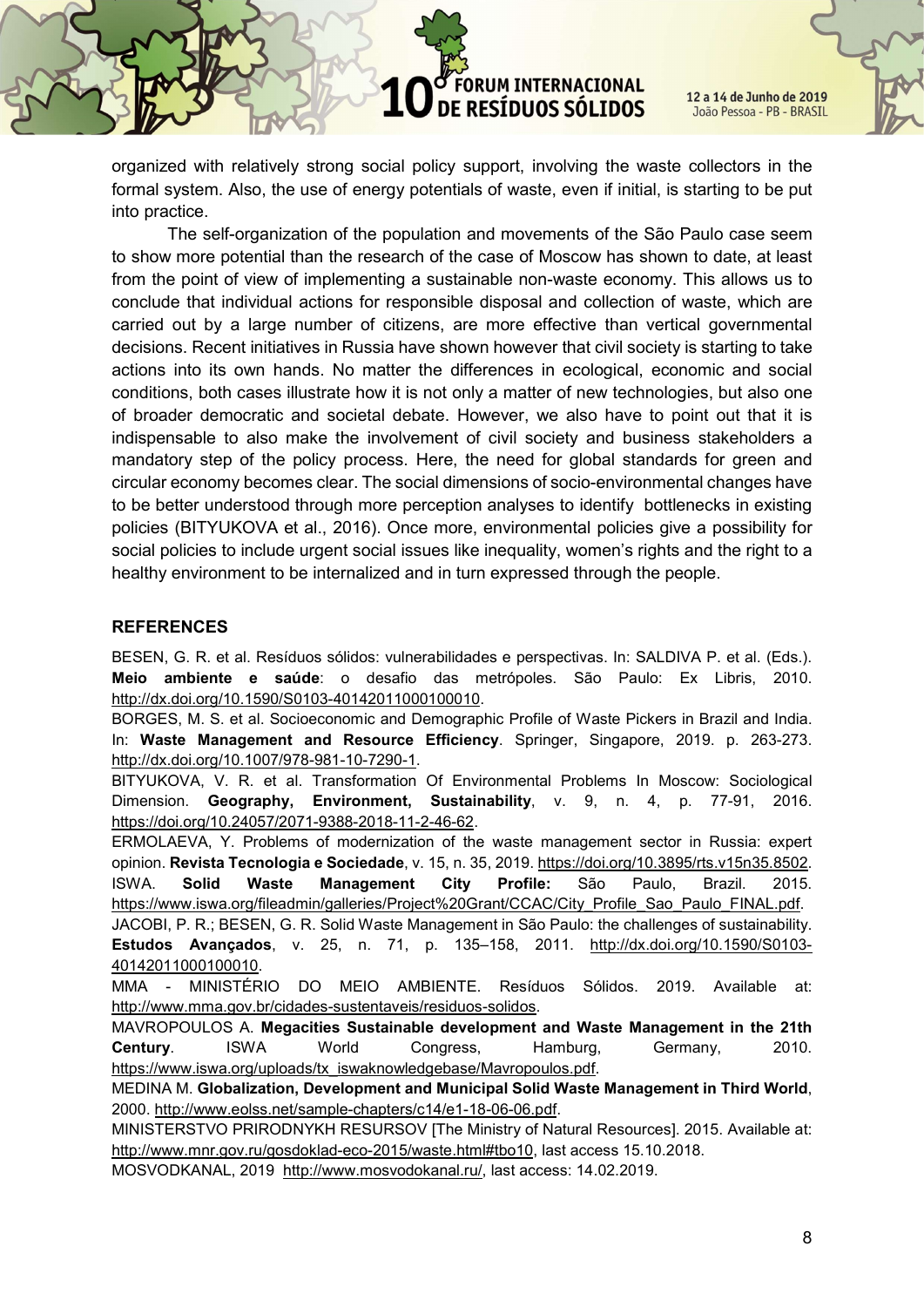organized with relatively strong social policy support, involving the waste collectors in the formal system. Also, the use of energy potentials of waste, even if initial, is starting to be put into practice.

The self-organization of the population and movements of the São Paulo case seem to show more potential than the research of the case of Moscow has shown to date, at least from the point of view of implementing a sustainable non-waste economy. This allows us to conclude that individual actions for responsible disposal and collection of waste, which are carried out by a large number of citizens, are more effective than vertical governmental decisions. Recent initiatives in Russia have shown however that civil society is starting to take actions into its own hands. No matter the differences in ecological, economic and social conditions, both cases illustrate how it is not only a matter of new technologies, but also one of broader democratic and societal debate. However, we also have to point out that it is indispensable to also make the involvement of civil society and business stakeholders a mandatory step of the policy process. Here, the need for global standards for green and circular economy becomes clear. The social dimensions of socio-environmental changes have to be better understood through more perception analyses to identify bottlenecks in existing policies (BITYUKOVA et al., 2016). Once more, environmental policies give a possibility for social policies to include urgent social issues like inequality, women's rights and the right to a healthy environment to be internalized and in turn expressed through the people.

## REFERENCES

BESEN, G. R. et al. Resíduos sólidos: vulnerabilidades e perspectivas. In: SALDIVA P. et al. (Eds.). **Meio ambiente e saúde**: o desafio das metrópoles. São Paulo: Ex Libris, 2010. http://dx.doi.org/10.1590/S0103-40142011000100010.

BORGES, M. S. et al. Socioeconomic and Demographic Profile of Waste Pickers in Brazil and India. In: **Waste Management and Resource Efficiency**. Springer, Singapore, 2019. p. 263-273. http://dx.doi.org/10.1007/978-981-10-7290-1.

BITYUKOVA, V. R. et al. Transformation Of Environmental Problems In Moscow: Sociological Dimension. **Geography, Environment, Sustainability**, v. 9, n. 4, p. 77-91, 2016. https://doi.org/10.24057/2071-9388-2018-11-2-46-62.

ERMOLAEVA, Y. Problems of modernization of the waste management sector in Russia: expert opinion. **Revista Tecnologia e Sociedade**, v. 15, n. 35, 2019. https://doi.org/10.3895/rts.v15n35.8502.

ISWA. **Solid Waste Management City Profile:** São Paulo, Brazil. 2015. https://www.iswa.org/fileadmin/galleries/Project%20Grant/CCAC/City_Profile_Sao_Paulo_FINAL.pdf.

JACOBI, P. R.; BESEN, G. R. Solid Waste Management in São Paulo: the challenges of sustainability. **Estudos Avançados**, v. 25, n. 71, p. 135–158, 2011. http://dx.doi.org/10.1590/S0103-40142011000100010.

MMA - MINISTÉRIO DO MEIO AMBIENTE. Resíduos Sólidos. 2019. Available at: http://www.mma.gov.br/cidades-sustentaveis/residuos-solidos.

MAVROPOULOS A. **Megacities Sustainable development and Waste Management in the 21th Century**. ISWA World Congress, Hamburg, Germany, 2010. https://www.iswa.org/uploads/tx_iswaknowledgebase/Mavropoulos.pdf.

MEDINA M. **Globalization, Development and Municipal Solid Waste Management in Third World**, 2000. http://www.eolss.net/sample-chapters/c14/e1-18-06-06.pdf.

MINISTERSTVO PRIRODNYKH RESURSOV [The Ministry of Natural Resources]. 2015. Available at: http://www.mnr.gov.ru/gosdoklad-eco-2015/waste.html#tbo10, last access 15.10.2018.

MOSVODKANAL, 2019 http://www.mosvodokanal.ru/, last access: 14.02.2019.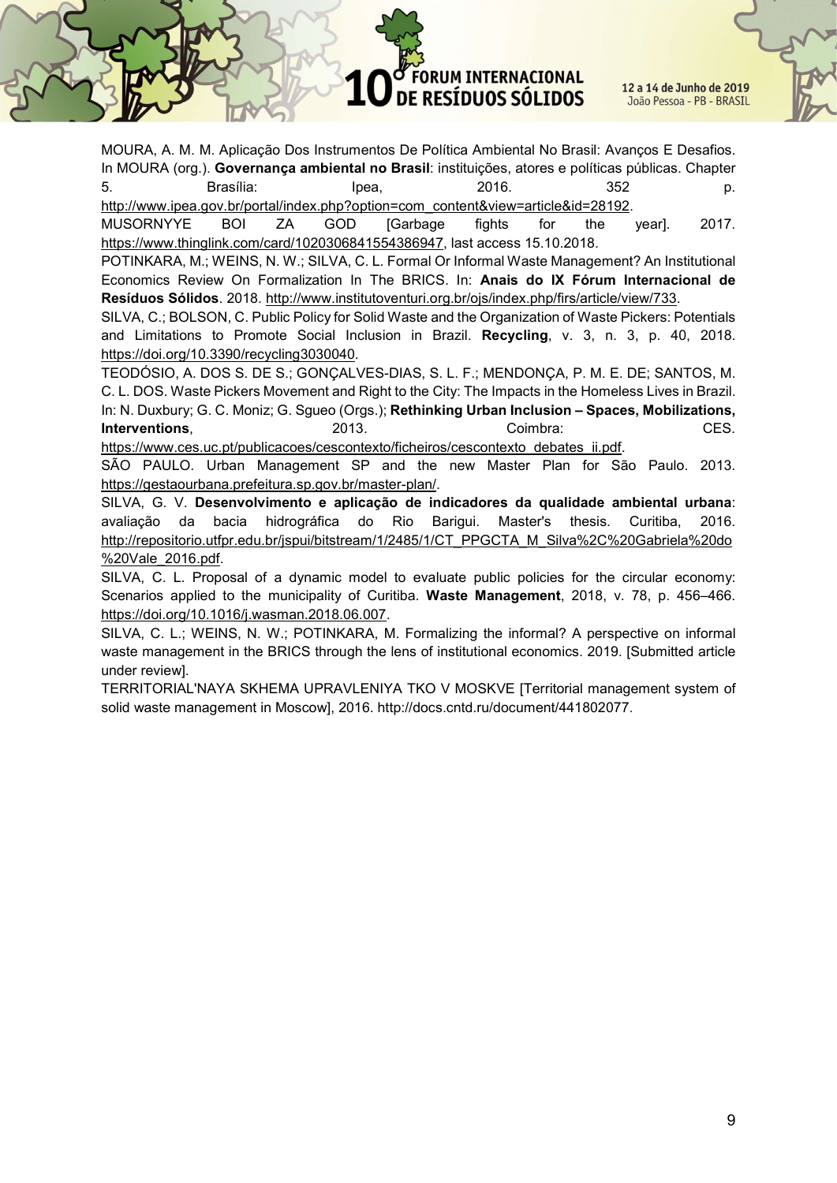MOURA, A. M. M. Aplicação Dos Instrumentos De Política Ambiental No Brasil: Avanços E Desafios. In MOURA (org.). **Governança ambiental no Brasil**: instituições, atores e políticas públicas. Chapter 5. Brasília: Ipea, 2016. 352 p. http://www.ipea.gov.br/portal/index.php?option=com_content&view=article&id=28192.

MUSORNYYE BOI ZA GOD [Garbage fights for the year]. 2017. https://www.thinglink.com/card/1020306841554386947, last access 15.10.2018.

POTINKARA, M.; WEINS, N. W.; SILVA, C. L. Formal Or Informal Waste Management? An Institutional Economics Review On Formalization In The BRICS. In: **Anais do IX Fórum Internacional de Resíduos Sólidos**. 2018. http://www.institutoventuri.org.br/ojs/index.php/firs/article/view/733.

SILVA, C.; BOLSON, C. Public Policy for Solid Waste and the Organization of Waste Pickers: Potentials and Limitations to Promote Social Inclusion in Brazil. **Recycling**, v. 3, n. 3, p. 40, 2018. https://doi.org/10.3390/recycling3030040.

TEODÓSIO, A. DOS S. DE S.; GONÇALVES-DIAS, S. L. F.; MENDONÇA, P. M. E. DE; SANTOS, M. C. L. DOS. Waste Pickers Movement and Right to the City: The Impacts in the Homeless Lives in Brazil. In: N. Duxbury; G. C. Moniz; G. Sgueo (Orgs.); **Rethinking Urban Inclusion – Spaces, Mobilizations, Interventions**, 2013. Coimbra: CES. https://www.ces.uc.pt/publicacoes/cescontexto/ficheiros/cescontexto_debates_ii.pdf.

SÃO PAULO. Urban Management SP and the new Master Plan for São Paulo. 2013. https://gestaourbana.prefeitura.sp.gov.br/master-plan/.

SILVA, G. V. **Desenvolvimento e aplicação de indicadores da qualidade ambiental urbana**: avaliação da bacia hidrográfica do Rio Barigui. Master's thesis. Curitiba, 2016. http://repositorio.utfpr.edu.br/jspui/bitstream/1/2485/1/CT_PPGCTA_M_Silva%2C%20Gabriela%20do%20Vale_2016.pdf.

SILVA, C. L. Proposal of a dynamic model to evaluate public policies for the circular economy: Scenarios applied to the municipality of Curitiba. **Waste Management**, 2018, v. 78, p. 456–466. https://doi.org/10.1016/j.wasman.2018.06.007.

SILVA, C. L.; WEINS, N. W.; POTINKARA, M. Formalizing the informal? A perspective on informal waste management in the BRICS through the lens of institutional economics. 2019. [Submitted article under review].

TERRITORIAL'NAYA SKHEMA UPRAVLENIYA TKO V MOSKVE [Territorial management system of solid waste management in Moscow], 2016. http://docs.cntd.ru/document/441802077.